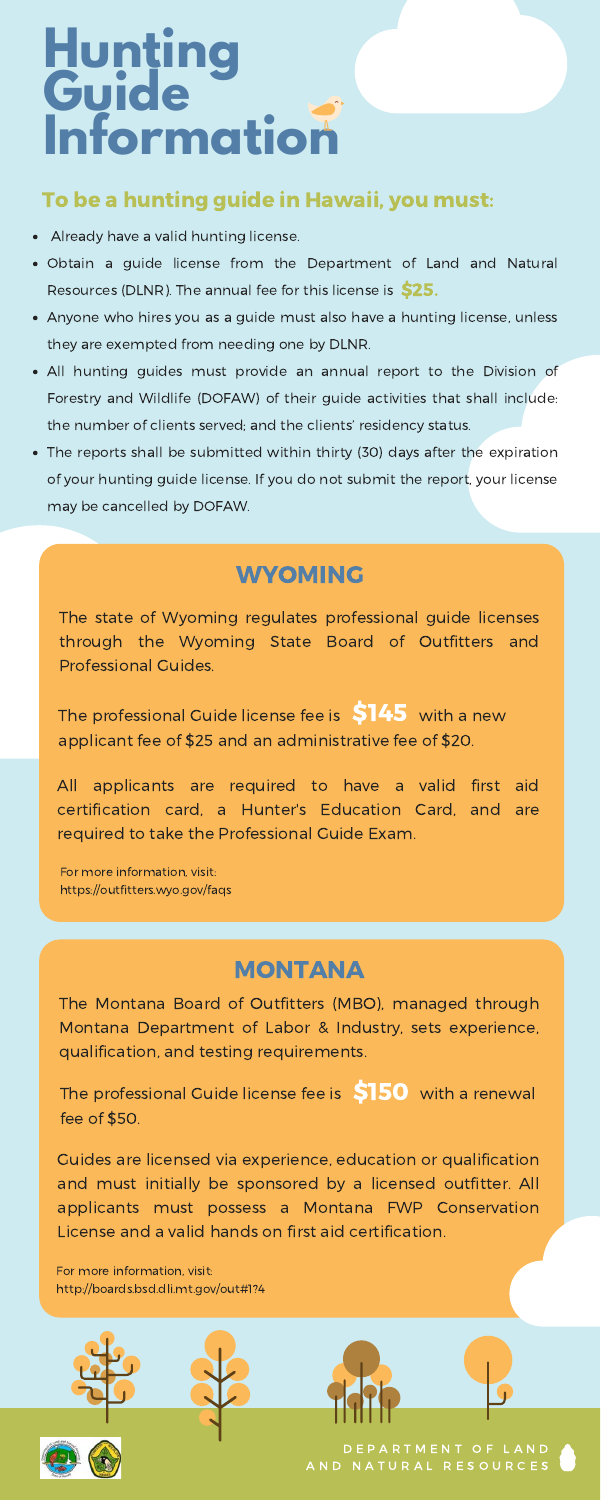# Hunting Guide Information

## To be a hunting guide in Hawaii, you must:

- Already have a valid hunting license.
- Obtain a guide license from the Department of Land and Natural Resources (DLNR). The annual fee for this license is **$25.**
- Anyone who hires you as a guide must also have a hunting license, unless they are exempted from needing one by DLNR.
- All hunting guides must provide an annual report to the Division of Forestry and Wildlife (DOFAW) of their guide activities that shall include: the number of clients served; and the clients' residency status.
- The reports shall be submitted within thirty (30) days after the expiration of your hunting guide license. If you do not submit the report, your license may be cancelled by DOFAW.

## WYOMING

The state of Wyoming regulates professional guide licenses through the Wyoming State Board of Outfitters and Professional Guides.

The professional Guide license fee is **$145** with a new applicant fee of $25 and an administrative fee of $20.

All applicants are required to have a valid first aid certification card, a Hunter's Education Card, and are required to take the Professional Guide Exam.

For more information, visit:
https://outfitters.wyo.gov/faqs

## MONTANA

The Montana Board of Outfitters (MBO), managed through Montana Department of Labor & Industry, sets experience, qualification, and testing requirements.

The professional Guide license fee is **$150** with a renewal fee of $50.

Guides are licensed via experience, education or qualification and must initially be sponsored by a licensed outfitter. All applicants must possess a Montana FWP Conservation License and a valid hands on first aid certification.

For more information, visit:
http://boards.bsd.dli.mt.gov/out#1?4

DEPARTMENT OF LAND AND NATURAL RESOURCES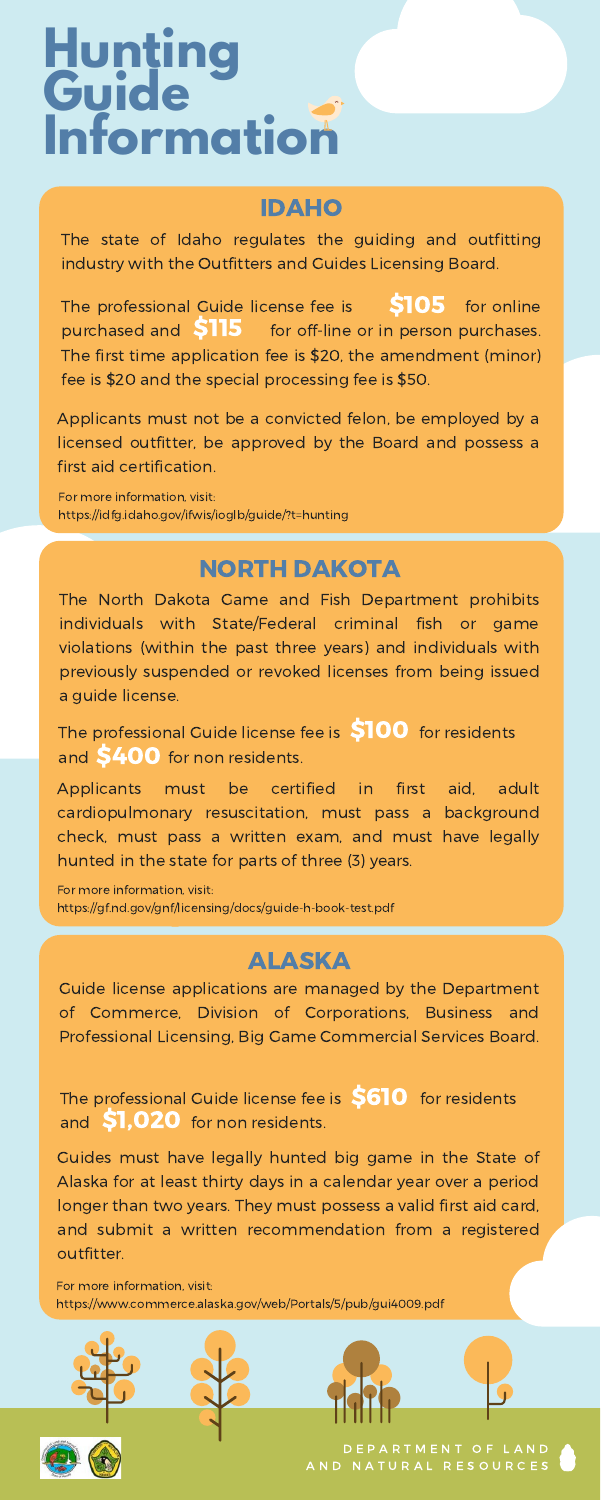# Hunting Guide Information

## IDAHO

The state of Idaho regulates the guiding and outfitting industry with the Outfitters and Guides Licensing Board.

The professional Guide license fee is **$105** for online purchased and **$115** for off-line or in person purchases. The first time application fee is $20, the amendment (minor) fee is $20 and the special processing fee is $50.

Applicants must not be a convicted felon, be employed by a licensed outfitter, be approved by the Board and possess a first aid certification.

For more information, visit:
https://idfg.idaho.gov/ifwis/ioglb/guide/?t=hunting

## NORTH DAKOTA

The North Dakota Game and Fish Department prohibits individuals with State/Federal criminal fish or game violations (within the past three years) and individuals with previously suspended or revoked licenses from being issued a guide license.

The professional Guide license fee is **$100** for residents and **$400** for non residents.

Applicants must be certified in first aid, adult cardiopulmonary resuscitation, must pass a background check, must pass a written exam, and must have legally hunted in the state for parts of three (3) years.

For more information, visit:
https://gf.nd.gov/gnf/licensing/docs/guide-h-book-test.pdf

## ALASKA

Guide license applications are managed by the Department of Commerce, Division of Corporations, Business and Professional Licensing, Big Game Commercial Services Board.

The professional Guide license fee is **$610** for residents and **$1,020** for non residents.

Guides must have legally hunted big game in the State of Alaska for at least thirty days in a calendar year over a period longer than two years. They must possess a valid first aid card, and submit a written recommendation from a registered outfitter.

For more information, visit:
https://www.commerce.alaska.gov/web/Portals/5/pub/gui4009.pdf

DEPARTMENT OF LAND AND NATURAL RESOURCES